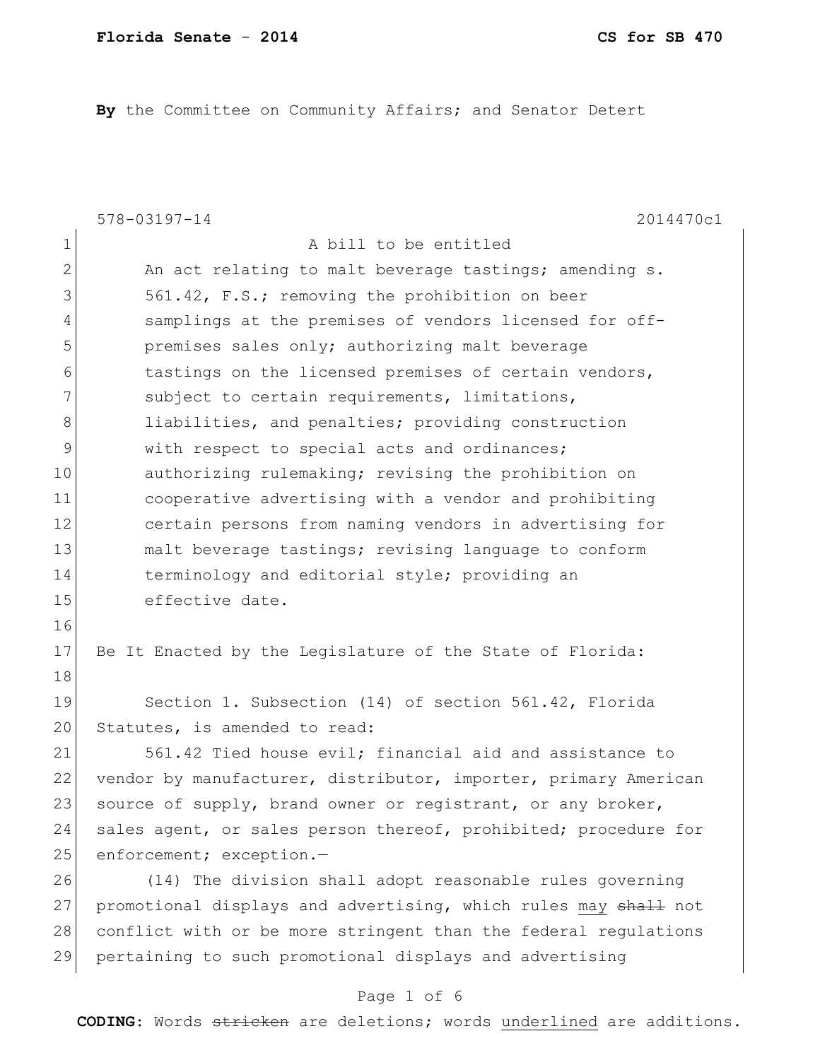**Florida Senate - 2014** **CS for SB 470**

**By** the Committee on Community Affairs; and Senator Detert

578-03197-14 2014470c1

1 A bill to be entitled
2 An act relating to malt beverage tastings; amending s.
3 561.42, F.S.; removing the prohibition on beer
4 samplings at the premises of vendors licensed for off-
5 premises sales only; authorizing malt beverage
6 tastings on the licensed premises of certain vendors,
7 subject to certain requirements, limitations,
8 liabilities, and penalties; providing construction
9 with respect to special acts and ordinances;
10 authorizing rulemaking; revising the prohibition on
11 cooperative advertising with a vendor and prohibiting
12 certain persons from naming vendors in advertising for
13 malt beverage tastings; revising language to conform
14 terminology and editorial style; providing an
15 effective date.
16
17 Be It Enacted by the Legislature of the State of Florida:
18
19 Section 1. Subsection (14) of section 561.42, Florida
20 Statutes, is amended to read:
21 561.42 Tied house evil; financial aid and assistance to
22 vendor by manufacturer, distributor, importer, primary American
23 source of supply, brand owner or registrant, or any broker,
24 sales agent, or sales person thereof, prohibited; procedure for
25 enforcement; exception.—
26 (14) The division shall adopt reasonable rules governing
27 promotional displays and advertising, which rules <u>may</u> ~~shall~~ not
28 conflict with or be more stringent than the federal regulations
29 pertaining to such promotional displays and advertising

**CODING:** Words ~~stricken~~ are deletions; words <u>underlined</u> are additions.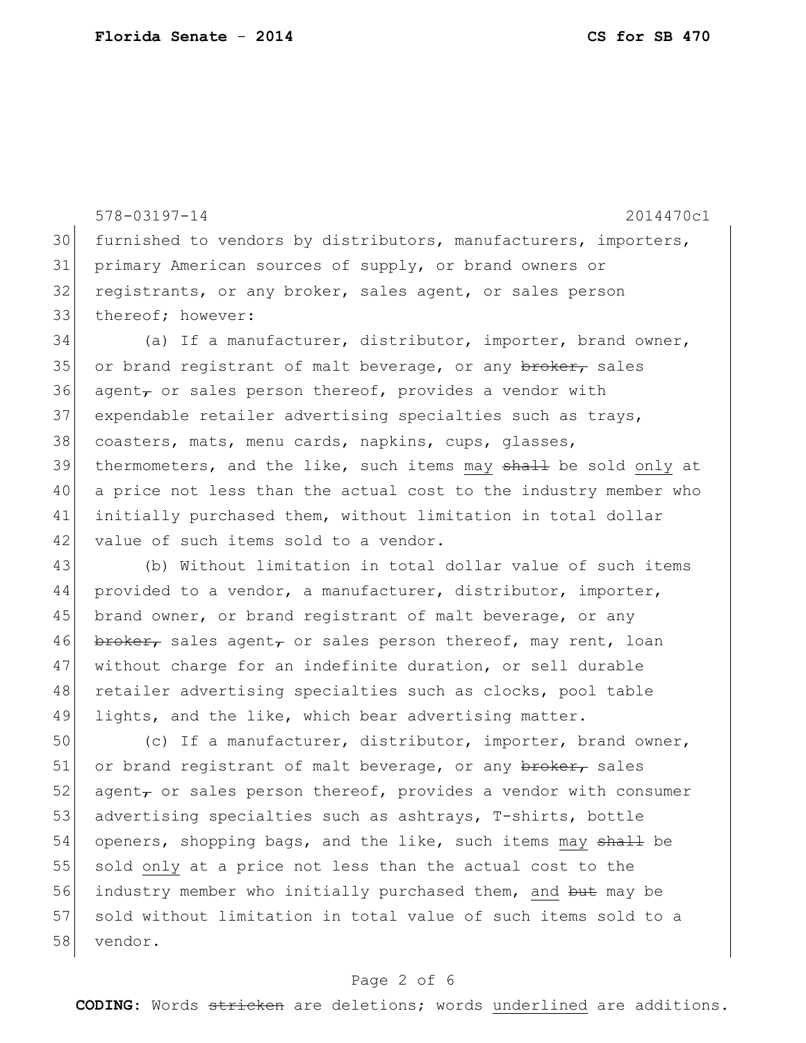furnished to vendors by distributors, manufacturers, importers, primary American sources of supply, or brand owners or registrants, or any broker, sales agent, or sales person thereof; however:

(a) If a manufacturer, distributor, importer, brand owner, or brand registrant of malt beverage, or any ~~broker,~~ sales agent~~,~~ or sales person thereof, provides a vendor with expendable retailer advertising specialties such as trays, coasters, mats, menu cards, napkins, cups, glasses, thermometers, and the like, such items <u>may</u> ~~shall~~ be sold <u>only</u> at a price not less than the actual cost to the industry member who initially purchased them, without limitation in total dollar value of such items sold to a vendor.

(b) Without limitation in total dollar value of such items provided to a vendor, a manufacturer, distributor, importer, brand owner, or brand registrant of malt beverage, or any ~~broker,~~ sales agent~~,~~ or sales person thereof, may rent, loan without charge for an indefinite duration, or sell durable retailer advertising specialties such as clocks, pool table lights, and the like, which bear advertising matter.

(c) If a manufacturer, distributor, importer, brand owner, or brand registrant of malt beverage, or any ~~broker,~~ sales agent~~,~~ or sales person thereof, provides a vendor with consumer advertising specialties such as ashtrays, T-shirts, bottle openers, shopping bags, and the like, such items <u>may</u> ~~shall~~ be sold <u>only</u> at a price not less than the actual cost to the industry member who initially purchased them, <u>and</u> ~~but~~ may be sold without limitation in total value of such items sold to a vendor.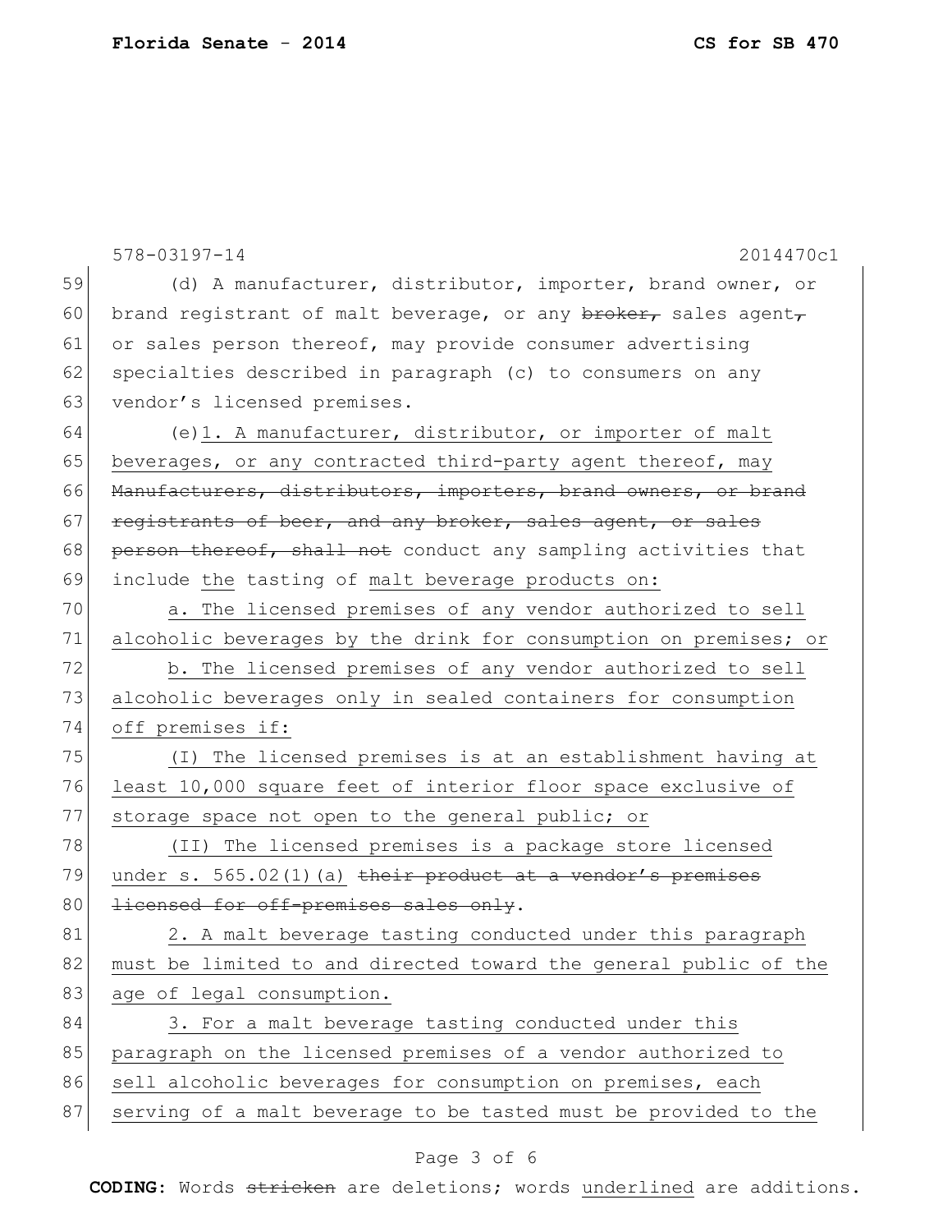578-03197-14 2014470c1

(d) A manufacturer, distributor, importer, brand owner, or brand registrant of malt beverage, or any ~~broker,~~ sales agent~~,~~ or sales person thereof, may provide consumer advertising specialties described in paragraph (c) to consumers on any vendor's licensed premises.

(e)1. A manufacturer, distributor, or importer of malt beverages, or any contracted third-party agent thereof, may ~~Manufacturers, distributors, importers, brand owners, or brand registrants of beer, and any broker, sales agent, or sales person thereof, shall not~~ conduct any sampling activities that include the tasting of malt beverage products on:

a. The licensed premises of any vendor authorized to sell alcoholic beverages by the drink for consumption on premises; or

b. The licensed premises of any vendor authorized to sell alcoholic beverages only in sealed containers for consumption off premises if:

(I) The licensed premises is at an establishment having at least 10,000 square feet of interior floor space exclusive of storage space not open to the general public; or

(II) The licensed premises is a package store licensed under s. 565.02(1)(a) ~~their product at a vendor's premises licensed for off-premises sales only~~.

2. A malt beverage tasting conducted under this paragraph must be limited to and directed toward the general public of the age of legal consumption.

3. For a malt beverage tasting conducted under this paragraph on the licensed premises of a vendor authorized to sell alcoholic beverages for consumption on premises, each serving of a malt beverage to be tasted must be provided to the

**CODING:** Words ~~stricken~~ are deletions; words underlined are additions.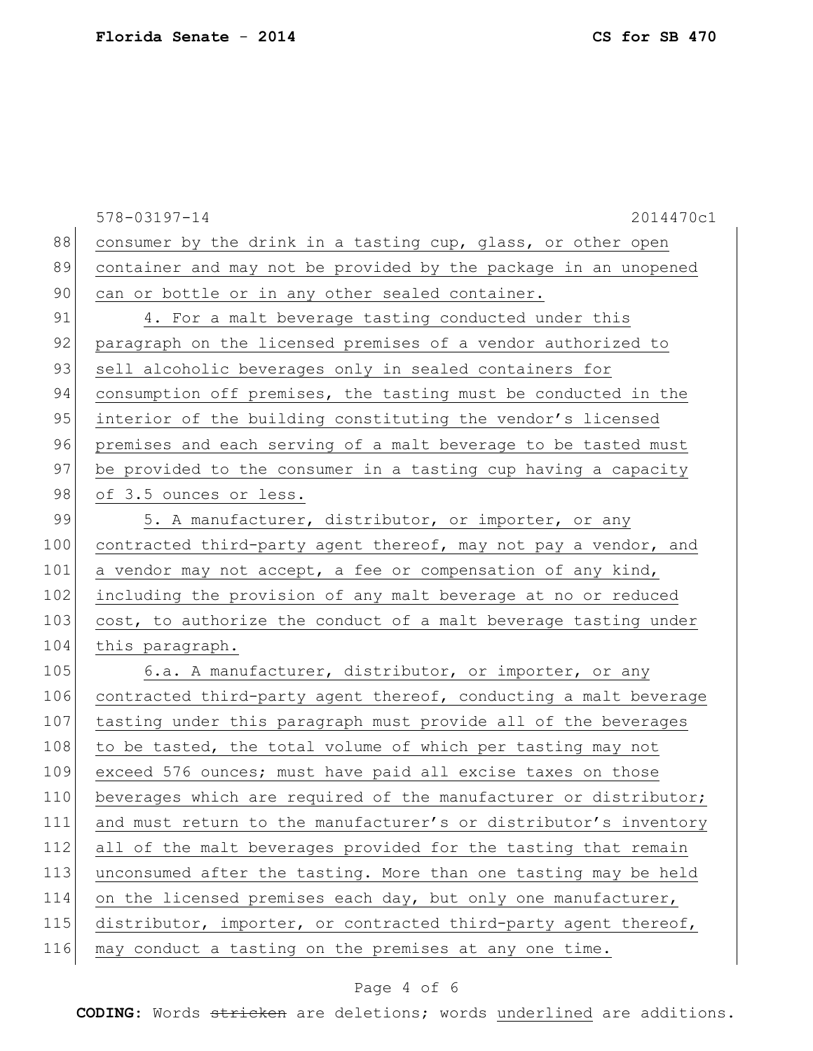consumer by the drink in a tasting cup, glass, or other open container and may not be provided by the package in an unopened can or bottle or in any other sealed container.

4. For a malt beverage tasting conducted under this paragraph on the licensed premises of a vendor authorized to sell alcoholic beverages only in sealed containers for consumption off premises, the tasting must be conducted in the interior of the building constituting the vendor's licensed premises and each serving of a malt beverage to be tasted must be provided to the consumer in a tasting cup having a capacity of 3.5 ounces or less.

5. A manufacturer, distributor, or importer, or any contracted third-party agent thereof, may not pay a vendor, and a vendor may not accept, a fee or compensation of any kind, including the provision of any malt beverage at no or reduced cost, to authorize the conduct of a malt beverage tasting under this paragraph.

6.a. A manufacturer, distributor, or importer, or any contracted third-party agent thereof, conducting a malt beverage tasting under this paragraph must provide all of the beverages to be tasted, the total volume of which per tasting may not exceed 576 ounces; must have paid all excise taxes on those beverages which are required of the manufacturer or distributor; and must return to the manufacturer's or distributor's inventory all of the malt beverages provided for the tasting that remain unconsumed after the tasting. More than one tasting may be held on the licensed premises each day, but only one manufacturer, distributor, importer, or contracted third-party agent thereof, may conduct a tasting on the premises at any one time.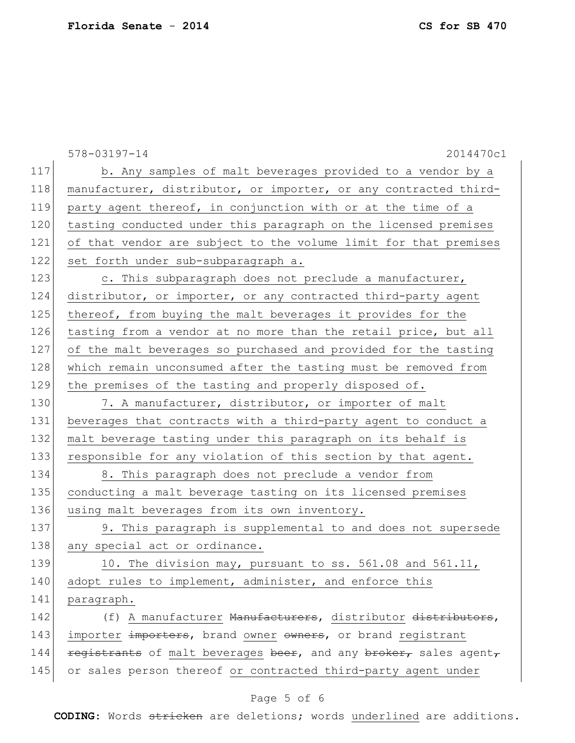578-03197-14 2014470c1

117 b. Any samples of malt beverages provided to a vendor by a
118 manufacturer, distributor, or importer, or any contracted third-
119 party agent thereof, in conjunction with or at the time of a
120 tasting conducted under this paragraph on the licensed premises
121 of that vendor are subject to the volume limit for that premises
122 set forth under sub-subparagraph a.

123 c. This subparagraph does not preclude a manufacturer,
124 distributor, or importer, or any contracted third-party agent
125 thereof, from buying the malt beverages it provides for the
126 tasting from a vendor at no more than the retail price, but all
127 of the malt beverages so purchased and provided for the tasting
128 which remain unconsumed after the tasting must be removed from
129 the premises of the tasting and properly disposed of.

130 7. A manufacturer, distributor, or importer of malt
131 beverages that contracts with a third-party agent to conduct a
132 malt beverage tasting under this paragraph on its behalf is
133 responsible for any violation of this section by that agent.

134 8. This paragraph does not preclude a vendor from
135 conducting a malt beverage tasting on its licensed premises
136 using malt beverages from its own inventory.

137 9. This paragraph is supplemental to and does not supersede
138 any special act or ordinance.

139 10. The division may, pursuant to ss. 561.08 and 561.11,
140 adopt rules to implement, administer, and enforce this
141 paragraph.

142 (f) A manufacturer ~~Manufacturers~~, distributor ~~distributors~~,
143 importer ~~importers~~, brand owner ~~owners~~, or brand registrant
144 ~~registrants~~ of malt beverages ~~beer~~, and any ~~broker,~~ sales agent~~,~~
145 or sales person thereof or contracted third-party agent under

**CODING:** Words ~~stricken~~ are deletions; words underlined are additions.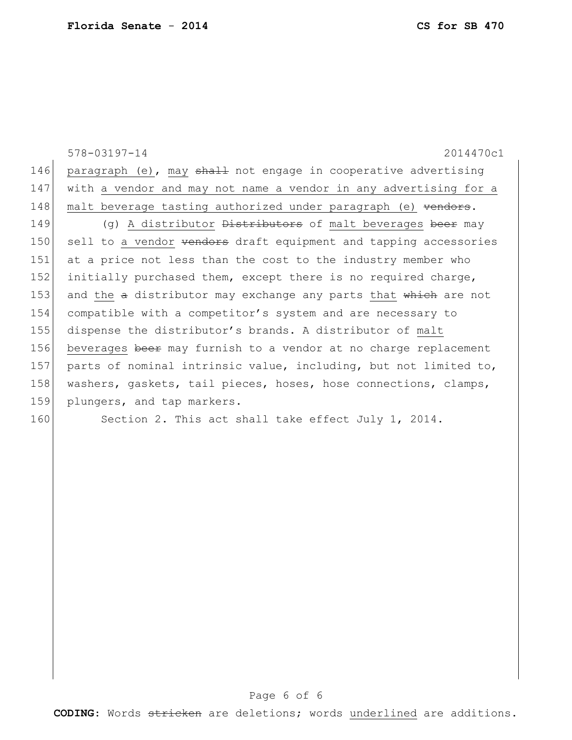paragraph (e), may ~~shall~~ not engage in cooperative advertising with <u>a vendor and may not name a vendor in any advertising for a malt beverage tasting authorized under paragraph (e)</u> ~~vendors~~.

(g) <u>A distributor</u> ~~Distributors~~ of <u>malt beverages</u> ~~beer~~ may sell to <u>a vendor</u> ~~vendors~~ draft equipment and tapping accessories at a price not less than the cost to the industry member who initially purchased them, except there is no required charge, and <u>the</u> ~~a~~ distributor may exchange any parts <u>that</u> ~~which~~ are not compatible with a competitor's system and are necessary to dispense the distributor's brands. A distributor of <u>malt beverages</u> ~~beer~~ may furnish to a vendor at no charge replacement parts of nominal intrinsic value, including, but not limited to, washers, gaskets, tail pieces, hoses, hose connections, clamps, plungers, and tap markers.

Section 2. This act shall take effect July 1, 2014.